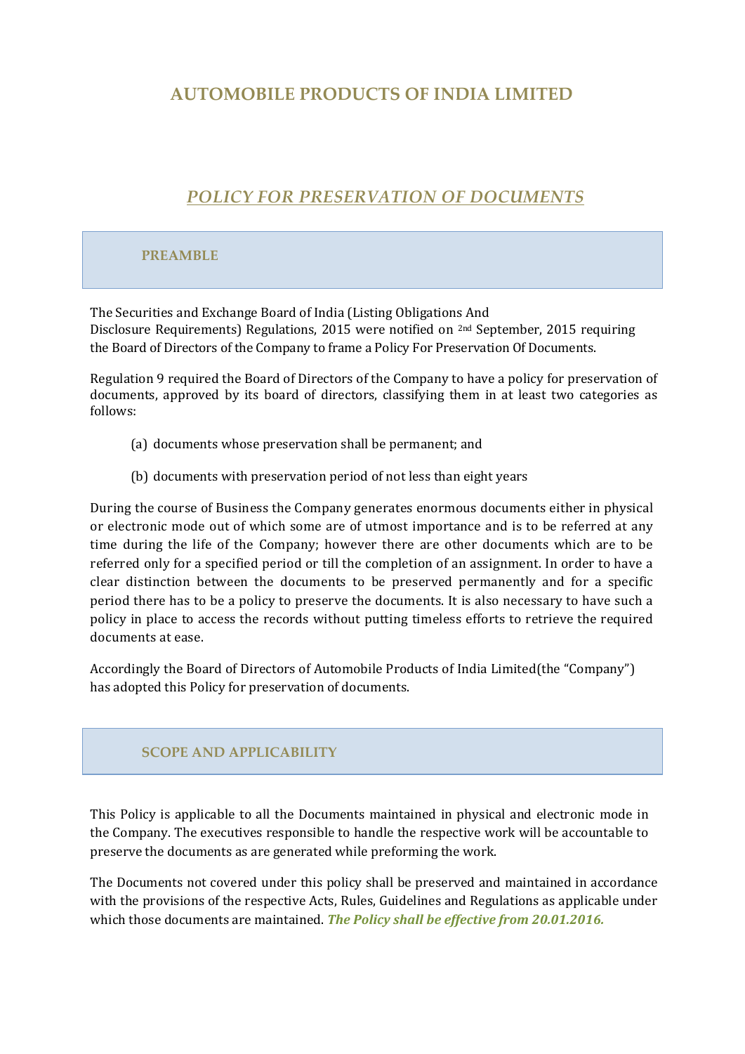# AUTOMOBILE PRODUCTS OF INDIA LIMITED

## *POLICY FOR PRESERVATION OF DOCUMENTS*

### PREAMBLE

The Securities and Exchange Board of India (Listing Obligations And Disclosure Requirements) Regulations, 2015 were notified on 2nd September, 2015 requiring the Board of Directors of the Company to frame a Policy For Preservation Of Documents.

Regulation 9 required the Board of Directors of the Company to have a policy for preservation of documents, approved by its board of directors, classifying them in at least two categories as follows:

(a) documents whose preservation shall be permanent; and

(b) documents with preservation period of not less than eight years

During the course of Business the Company generates enormous documents either in physical or electronic mode out of which some are of utmost importance and is to be referred at any time during the life of the Company; however there are other documents which are to be referred only for a specified period or till the completion of an assignment. In order to have a clear distinction between the documents to be preserved permanently and for a specific period there has to be a policy to preserve the documents. It is also necessary to have such a policy in place to access the records without putting timeless efforts to retrieve the required documents at ease.

Accordingly the Board of Directors of Automobile Products of India Limited(the "Company") has adopted this Policy for preservation of documents.

### SCOPE AND APPLICABILITY

This Policy is applicable to all the Documents maintained in physical and electronic mode in the Company. The executives responsible to handle the respective work will be accountable to preserve the documents as are generated while preforming the work.

The Documents not covered under this policy shall be preserved and maintained in accordance with the provisions of the respective Acts, Rules, Guidelines and Regulations as applicable under which those documents are maintained. ***The Policy shall be effective from 20.01.2016.***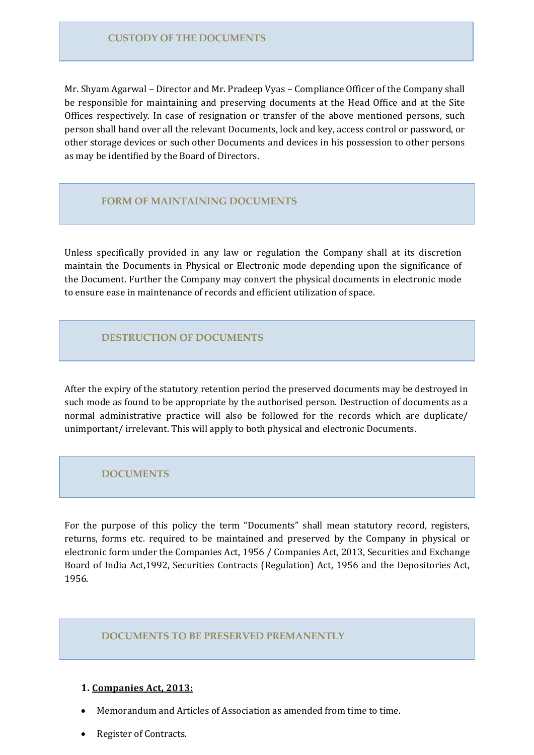## CUSTODY OF THE DOCUMENTS

Mr. Shyam Agarwal – Director and Mr. Pradeep Vyas – Compliance Officer of the Company shall be responsible for maintaining and preserving documents at the Head Office and at the Site Offices respectively. In case of resignation or transfer of the above mentioned persons, such person shall hand over all the relevant Documents, lock and key, access control or password, or other storage devices or such other Documents and devices in his possession to other persons as may be identified by the Board of Directors.

## FORM OF MAINTAINING DOCUMENTS

Unless specifically provided in any law or regulation the Company shall at its discretion maintain the Documents in Physical or Electronic mode depending upon the significance of the Document. Further the Company may convert the physical documents in electronic mode to ensure ease in maintenance of records and efficient utilization of space.

## DESTRUCTION OF DOCUMENTS

After the expiry of the statutory retention period the preserved documents may be destroyed in such mode as found to be appropriate by the authorised person. Destruction of documents as a normal administrative practice will also be followed for the records which are duplicate/ unimportant/ irrelevant. This will apply to both physical and electronic Documents.

## DOCUMENTS

For the purpose of this policy the term "Documents" shall mean statutory record, registers, returns, forms etc. required to be maintained and preserved by the Company in physical or electronic form under the Companies Act, 1956 / Companies Act, 2013, Securities and Exchange Board of India Act,1992, Securities Contracts (Regulation) Act, 1956 and the Depositories Act, 1956.

## DOCUMENTS TO BE PRESERVED PREMANENTLY

**1. <u>Companies Act, 2013:</u>**

- Memorandum and Articles of Association as amended from time to time.
- Register of Contracts.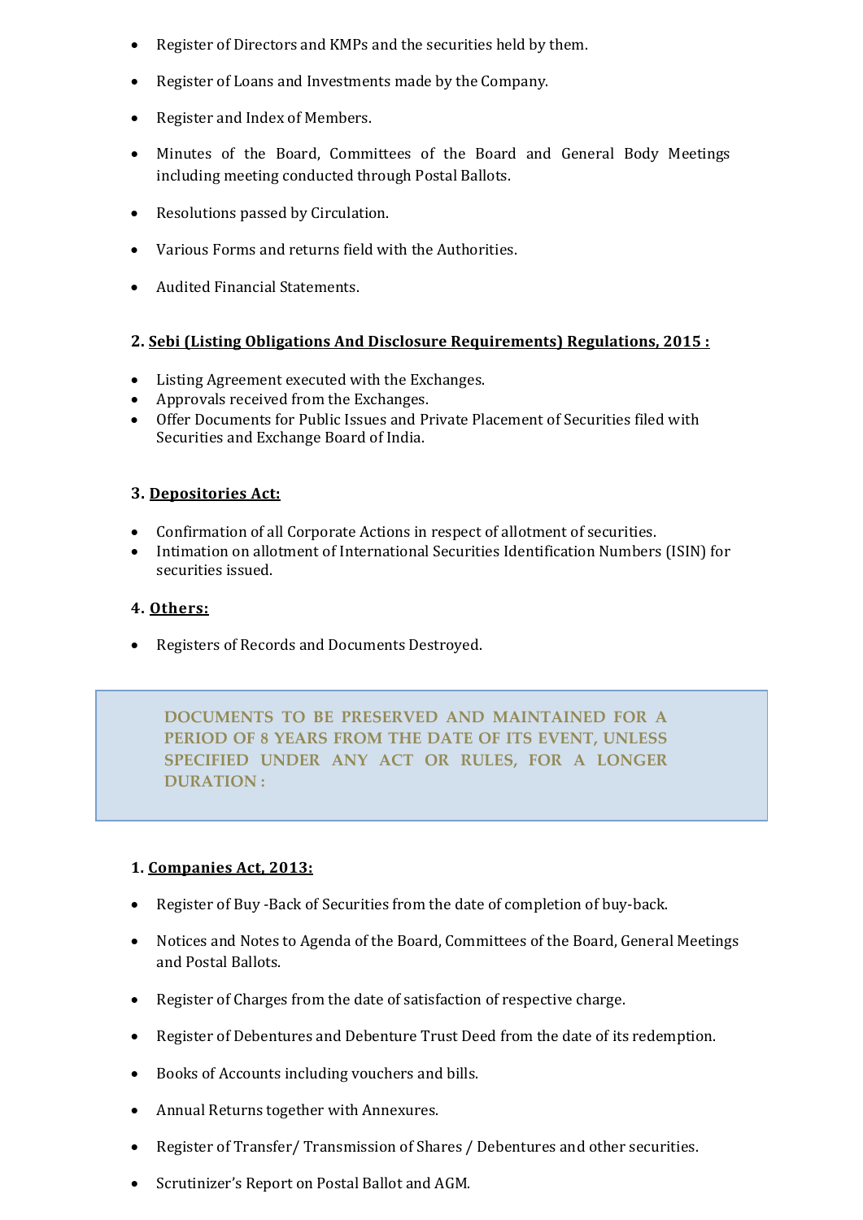- Register of Directors and KMPs and the securities held by them.
- Register of Loans and Investments made by the Company.
- Register and Index of Members.
- Minutes of the Board, Committees of the Board and General Body Meetings including meeting conducted through Postal Ballots.
- Resolutions passed by Circulation.
- Various Forms and returns field with the Authorities.
- Audited Financial Statements.

**2. <u>Sebi (Listing Obligations And Disclosure Requirements) Regulations, 2015 :</u>**

- Listing Agreement executed with the Exchanges.
- Approvals received from the Exchanges.
- Offer Documents for Public Issues and Private Placement of Securities filed with Securities and Exchange Board of India.

**3. <u>Depositories Act:</u>**

- Confirmation of all Corporate Actions in respect of allotment of securities.
- Intimation on allotment of International Securities Identification Numbers (ISIN) for securities issued.

**4. <u>Others:</u>**

- Registers of Records and Documents Destroyed.

## DOCUMENTS TO BE PRESERVED AND MAINTAINED FOR A PERIOD OF 8 YEARS FROM THE DATE OF ITS EVENT, UNLESS SPECIFIED UNDER ANY ACT OR RULES, FOR A LONGER DURATION :

**1. <u>Companies Act, 2013:</u>**

- Register of Buy -Back of Securities from the date of completion of buy-back.
- Notices and Notes to Agenda of the Board, Committees of the Board, General Meetings and Postal Ballots.
- Register of Charges from the date of satisfaction of respective charge.
- Register of Debentures and Debenture Trust Deed from the date of its redemption.
- Books of Accounts including vouchers and bills.
- Annual Returns together with Annexures.
- Register of Transfer/ Transmission of Shares / Debentures and other securities.
- Scrutinizer's Report on Postal Ballot and AGM.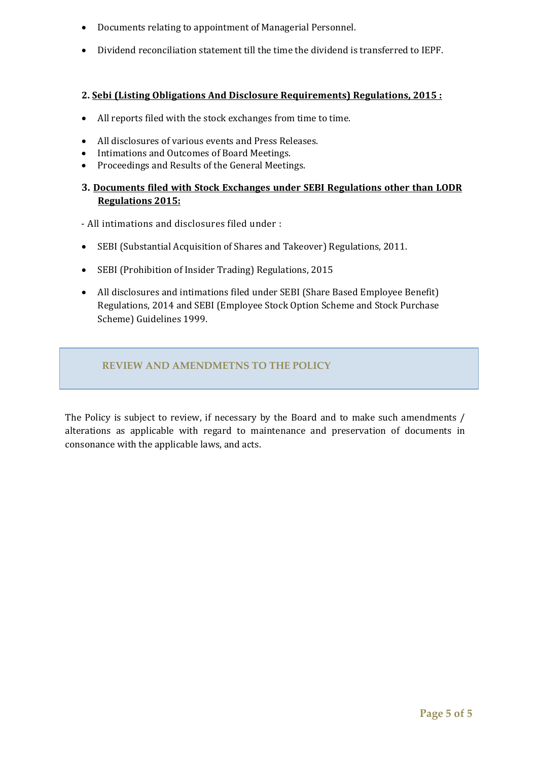- Documents relating to appointment of Managerial Personnel.
- Dividend reconciliation statement till the time the dividend is transferred to IEPF.

**2. Sebi (Listing Obligations And Disclosure Requirements) Regulations, 2015 :**

- All reports filed with the stock exchanges from time to time.
- All disclosures of various events and Press Releases.
- Intimations and Outcomes of Board Meetings.
- Proceedings and Results of the General Meetings.

**3. Documents filed with Stock Exchanges under SEBI Regulations other than LODR Regulations 2015:**

- All intimations and disclosures filed under :

- SEBI (Substantial Acquisition of Shares and Takeover) Regulations, 2011.
- SEBI (Prohibition of Insider Trading) Regulations, 2015
- All disclosures and intimations filed under SEBI (Share Based Employee Benefit) Regulations, 2014 and SEBI (Employee Stock Option Scheme and Stock Purchase Scheme) Guidelines 1999.

## REVIEW AND AMENDMETNS TO THE POLICY

The Policy is subject to review, if necessary by the Board and to make such amendments / alterations as applicable with regard to maintenance and preservation of documents in consonance with the applicable laws, and acts.